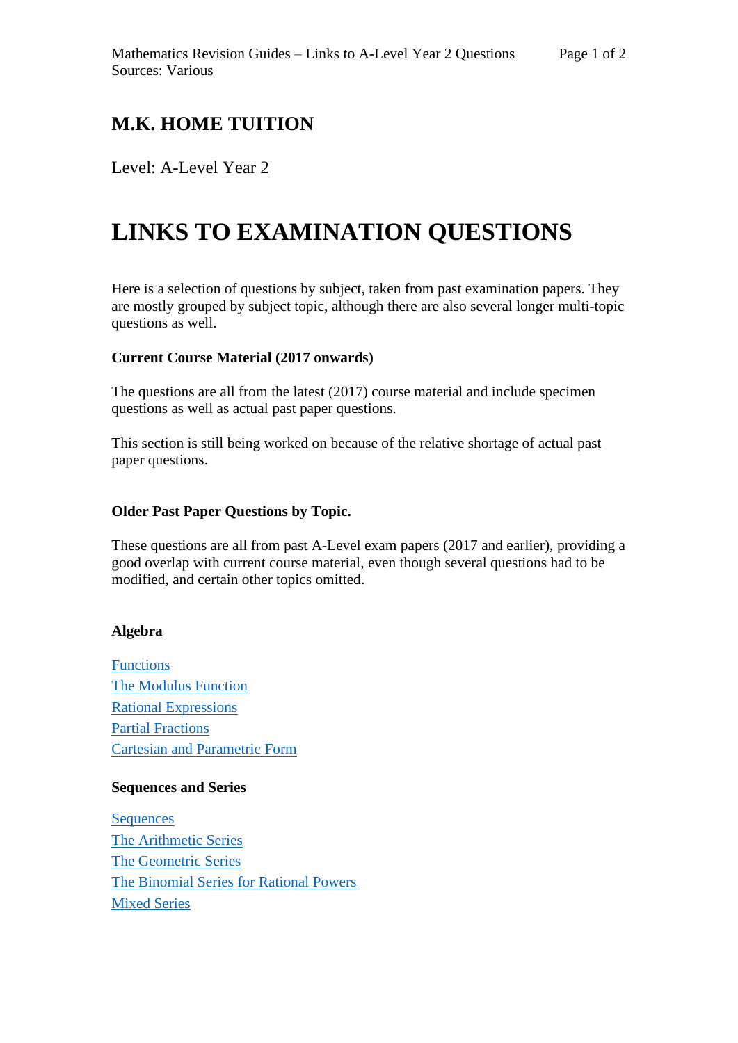## M.K. HOME TUITION

Level: A-Level Year 2

# LINKS TO EXAMINATION QUESTIONS

Here is a selection of questions by subject, taken from past examination papers. They are mostly grouped by subject topic, although there are also several longer multi-topic questions as well.

**Current Course Material (2017 onwards)**

The questions are all from the latest (2017) course material and include specimen questions as well as actual past paper questions.

This section is still being worked on because of the relative shortage of actual past paper questions.

**Older Past Paper Questions by Topic.**

These questions are all from past A-Level exam papers (2017 and earlier), providing a good overlap with current course material, even though several questions had to be modified, and certain other topics omitted.

**Algebra**

Functions
The Modulus Function
Rational Expressions
Partial Fractions
Cartesian and Parametric Form

**Sequences and Series**

Sequences
The Arithmetic Series
The Geometric Series
The Binomial Series for Rational Powers
Mixed Series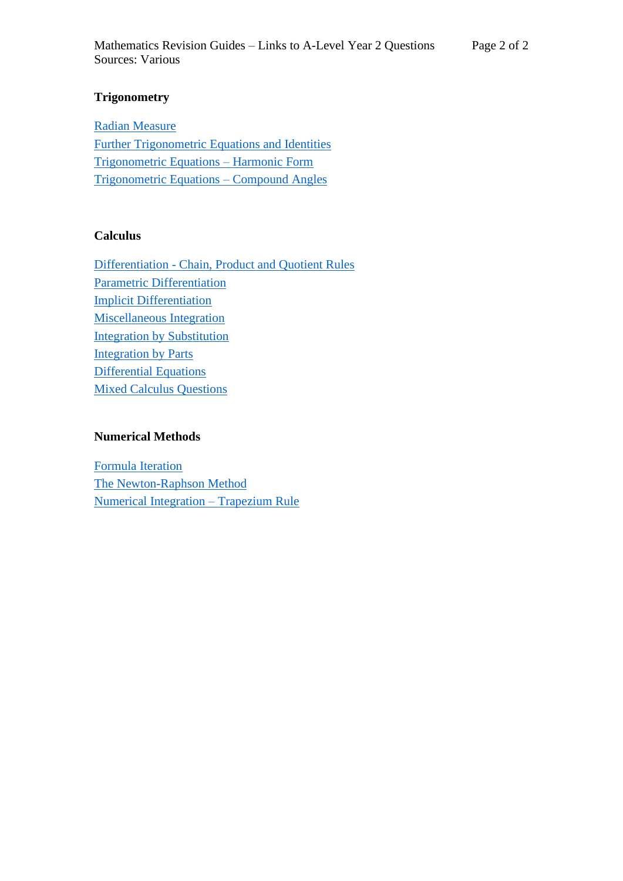## Trigonometry

Radian Measure
Further Trigonometric Equations and Identities
Trigonometric Equations – Harmonic Form
Trigonometric Equations – Compound Angles

## Calculus

Differentiation - Chain, Product and Quotient Rules
Parametric Differentiation
Implicit Differentiation
Miscellaneous Integration
Integration by Substitution
Integration by Parts
Differential Equations
Mixed Calculus Questions

## Numerical Methods

Formula Iteration
The Newton-Raphson Method
Numerical Integration – Trapezium Rule